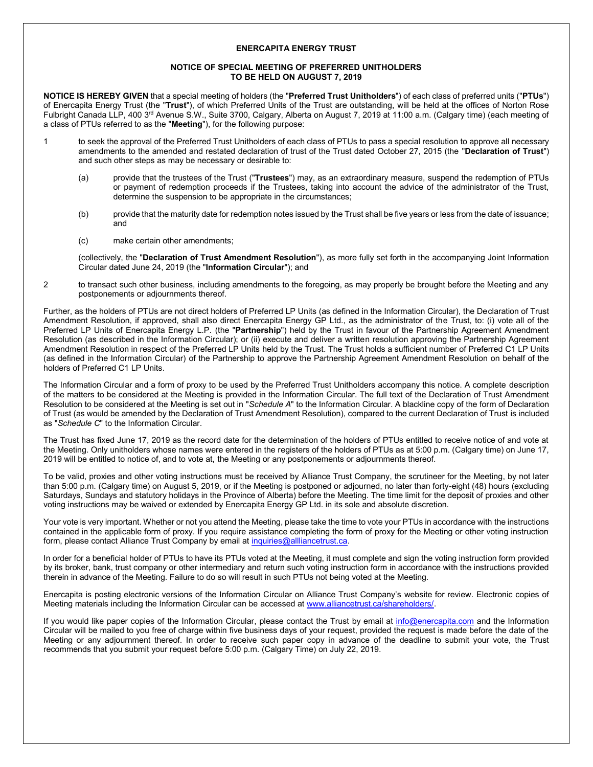**ENERCAPITA ENERGY TRUST**

**NOTICE OF SPECIAL MEETING OF PREFERRED UNITHOLDERS TO BE HELD ON AUGUST 7, 2019**

**NOTICE IS HEREBY GIVEN** that a special meeting of holders (the "**Preferred Trust Unitholders**") of each class of preferred units ("**PTUs**") of Enercapita Energy Trust (the "**Trust**"), of which Preferred Units of the Trust are outstanding, will be held at the offices of Norton Rose Fulbright Canada LLP, 400 3rd Avenue S.W., Suite 3700, Calgary, Alberta on August 7, 2019 at 11:00 a.m. (Calgary time) (each meeting of a class of PTUs referred to as the "**Meeting**"), for the following purpose:

1. to seek the approval of the Preferred Trust Unitholders of each class of PTUs to pass a special resolution to approve all necessary amendments to the amended and restated declaration of trust of the Trust dated October 27, 2015 (the "**Declaration of Trust**") and such other steps as may be necessary or desirable to:

   (a) provide that the trustees of the Trust ("**Trustees**") may, as an extraordinary measure, suspend the redemption of PTUs or payment of redemption proceeds if the Trustees, taking into account the advice of the administrator of the Trust, determine the suspension to be appropriate in the circumstances;

   (b) provide that the maturity date for redemption notes issued by the Trust shall be five years or less from the date of issuance; and

   (c) make certain other amendments;

   (collectively, the "**Declaration of Trust Amendment Resolution**"), as more fully set forth in the accompanying Joint Information Circular dated June 24, 2019 (the "**Information Circular**"); and

2. to transact such other business, including amendments to the foregoing, as may properly be brought before the Meeting and any postponements or adjournments thereof.

Further, as the holders of PTUs are not direct holders of Preferred LP Units (as defined in the Information Circular), the Declaration of Trust Amendment Resolution, if approved, shall also direct Enercapita Energy GP Ltd., as the administrator of the Trust, to: (i) vote all of the Preferred LP Units of Enercapita Energy L.P. (the "**Partnership**") held by the Trust in favour of the Partnership Agreement Amendment Resolution (as described in the Information Circular); or (ii) execute and deliver a written resolution approving the Partnership Agreement Amendment Resolution in respect of the Preferred LP Units held by the Trust. The Trust holds a sufficient number of Preferred C1 LP Units (as defined in the Information Circular) of the Partnership to approve the Partnership Agreement Amendment Resolution on behalf of the holders of Preferred C1 LP Units.

The Information Circular and a form of proxy to be used by the Preferred Trust Unitholders accompany this notice. A complete description of the matters to be considered at the Meeting is provided in the Information Circular. The full text of the Declaration of Trust Amendment Resolution to be considered at the Meeting is set out in "*Schedule A*" to the Information Circular. A blackline copy of the form of Declaration of Trust (as would be amended by the Declaration of Trust Amendment Resolution), compared to the current Declaration of Trust is included as "*Schedule C*" to the Information Circular.

The Trust has fixed June 17, 2019 as the record date for the determination of the holders of PTUs entitled to receive notice of and vote at the Meeting. Only unitholders whose names were entered in the registers of the holders of PTUs as at 5:00 p.m. (Calgary time) on June 17, 2019 will be entitled to notice of, and to vote at, the Meeting or any postponements or adjournments thereof.

To be valid, proxies and other voting instructions must be received by Alliance Trust Company, the scrutineer for the Meeting, by not later than 5:00 p.m. (Calgary time) on August 5, 2019, or if the Meeting is postponed or adjourned, no later than forty-eight (48) hours (excluding Saturdays, Sundays and statutory holidays in the Province of Alberta) before the Meeting. The time limit for the deposit of proxies and other voting instructions may be waived or extended by Enercapita Energy GP Ltd. in its sole and absolute discretion.

Your vote is very important. Whether or not you attend the Meeting, please take the time to vote your PTUs in accordance with the instructions contained in the applicable form of proxy. If you require assistance completing the form of proxy for the Meeting or other voting instruction form, please contact Alliance Trust Company by email at inquiries@allliancetrust.ca.

In order for a beneficial holder of PTUs to have its PTUs voted at the Meeting, it must complete and sign the voting instruction form provided by its broker, bank, trust company or other intermediary and return such voting instruction form in accordance with the instructions provided therein in advance of the Meeting. Failure to do so will result in such PTUs not being voted at the Meeting.

Enercapita is posting electronic versions of the Information Circular on Alliance Trust Company's website for review. Electronic copies of Meeting materials including the Information Circular can be accessed at www.alliancetrust.ca/shareholders/.

If you would like paper copies of the Information Circular, please contact the Trust by email at info@enercapita.com and the Information Circular will be mailed to you free of charge within five business days of your request, provided the request is made before the date of the Meeting or any adjournment thereof. In order to receive such paper copy in advance of the deadline to submit your vote, the Trust recommends that you submit your request before 5:00 p.m. (Calgary Time) on July 22, 2019.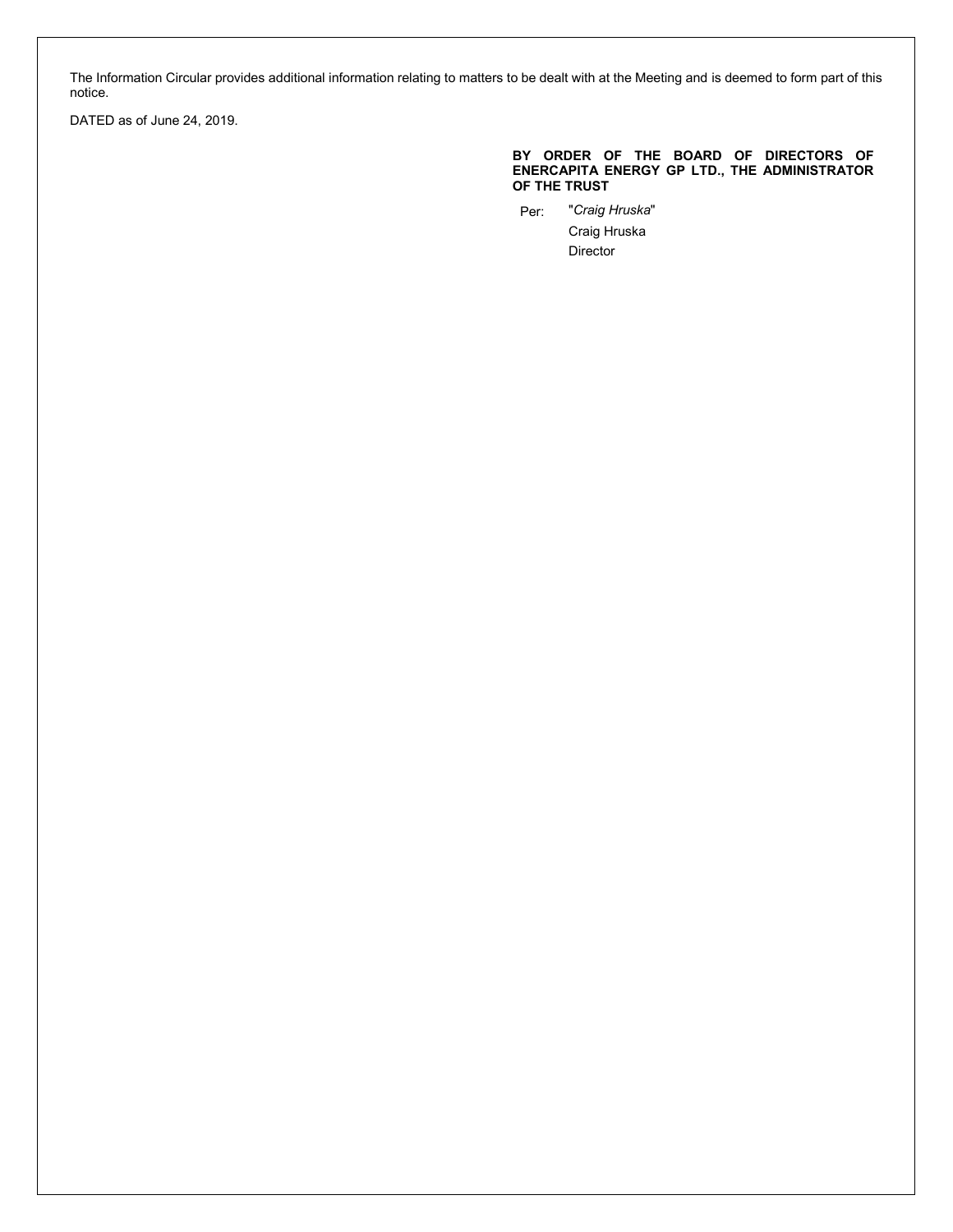The Information Circular provides additional information relating to matters to be dealt with at the Meeting and is deemed to form part of this notice.

DATED as of June 24, 2019.

**BY ORDER OF THE BOARD OF DIRECTORS OF ENERCAPITA ENERGY GP LTD., THE ADMINISTRATOR OF THE TRUST**

Per: "*Craig Hruska*"
Craig Hruska
Director